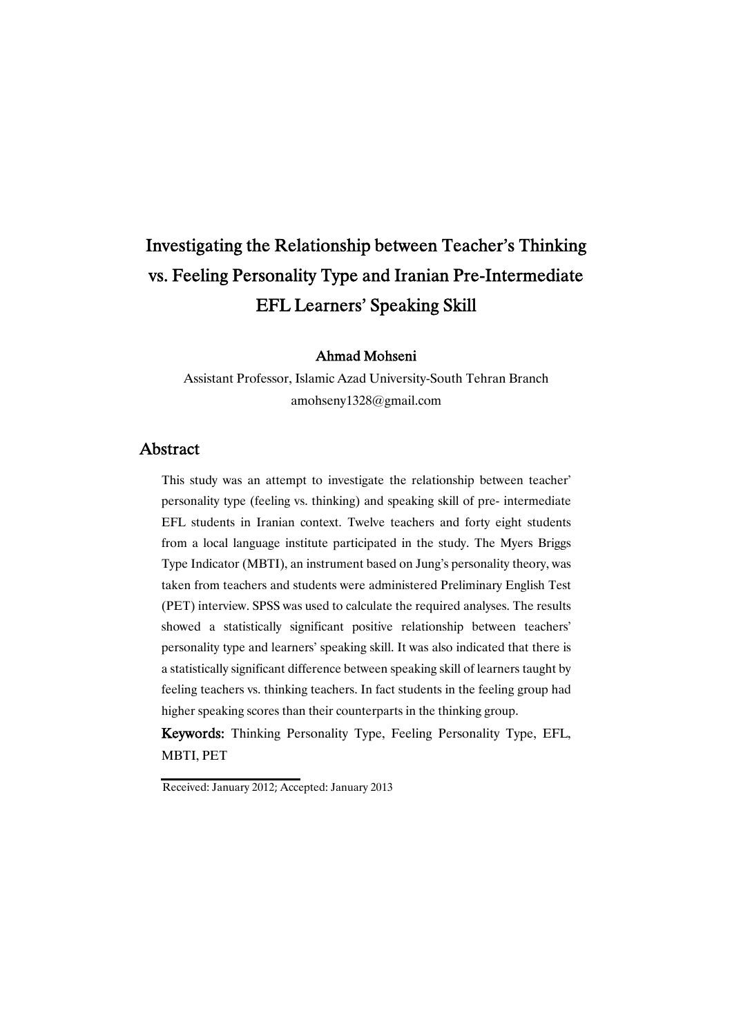# Investigating the Relationship between Teacher's Thinking vs. Feeling Personality Type and Iranian Pre-Intermediate EFL Learners' Speaking Skill

**Ahmad Mohseni**

Assistant Professor, Islamic Azad University-South Tehran Branch
amohseny1328@gmail.com

## Abstract

This study was an attempt to investigate the relationship between teacher' personality type (feeling vs. thinking) and speaking skill of pre- intermediate EFL students in Iranian context. Twelve teachers and forty eight students from a local language institute participated in the study. The Myers Briggs Type Indicator (MBTI), an instrument based on Jung's personality theory, was taken from teachers and students were administered Preliminary English Test (PET) interview. SPSS was used to calculate the required analyses. The results showed a statistically significant positive relationship between teachers' personality type and learners' speaking skill. It was also indicated that there is a statistically significant difference between speaking skill of learners taught by feeling teachers vs. thinking teachers. In fact students in the feeling group had higher speaking scores than their counterparts in the thinking group.

**Keywords:** Thinking Personality Type, Feeling Personality Type, EFL, MBTI, PET

Received: January 2012; Accepted: January 2013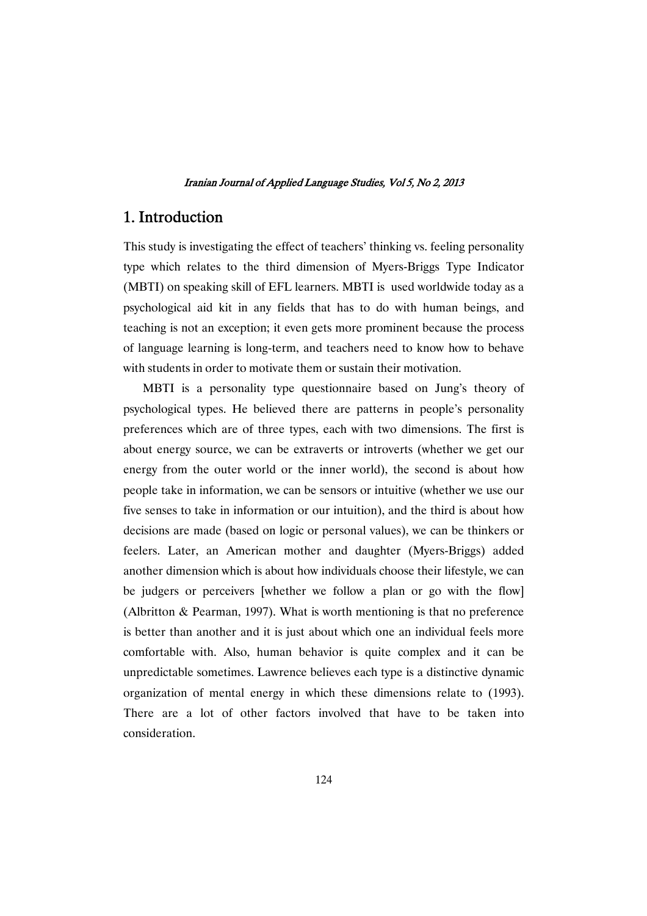# 1. Introduction

This study is investigating the effect of teachers' thinking vs. feeling personality type which relates to the third dimension of Myers-Briggs Type Indicator (MBTI) on speaking skill of EFL learners. MBTI is used worldwide today as a psychological aid kit in any fields that has to do with human beings, and teaching is not an exception; it even gets more prominent because the process of language learning is long-term, and teachers need to know how to behave with students in order to motivate them or sustain their motivation.

MBTI is a personality type questionnaire based on Jung's theory of psychological types. He believed there are patterns in people's personality preferences which are of three types, each with two dimensions. The first is about energy source, we can be extraverts or introverts (whether we get our energy from the outer world or the inner world), the second is about how people take in information, we can be sensors or intuitive (whether we use our five senses to take in information or our intuition), and the third is about how decisions are made (based on logic or personal values), we can be thinkers or feelers. Later, an American mother and daughter (Myers-Briggs) added another dimension which is about how individuals choose their lifestyle, we can be judgers or perceivers [whether we follow a plan or go with the flow] (Albritton & Pearman, 1997). What is worth mentioning is that no preference is better than another and it is just about which one an individual feels more comfortable with. Also, human behavior is quite complex and it can be unpredictable sometimes. Lawrence believes each type is a distinctive dynamic organization of mental energy in which these dimensions relate to (1993). There are a lot of other factors involved that have to be taken into consideration.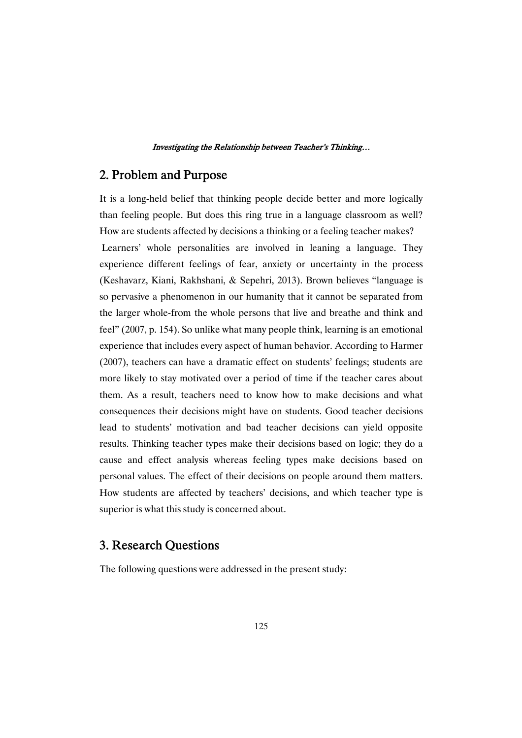## 2. Problem and Purpose

It is a long-held belief that thinking people decide better and more logically than feeling people. But does this ring true in a language classroom as well? How are students affected by decisions a thinking or a feeling teacher makes?

Learners' whole personalities are involved in leaning a language. They experience different feelings of fear, anxiety or uncertainty in the process (Keshavarz, Kiani, Rakhshani, & Sepehri, 2013). Brown believes "language is so pervasive a phenomenon in our humanity that it cannot be separated from the larger whole-from the whole persons that live and breathe and think and feel" (2007, p. 154). So unlike what many people think, learning is an emotional experience that includes every aspect of human behavior. According to Harmer (2007), teachers can have a dramatic effect on students' feelings; students are more likely to stay motivated over a period of time if the teacher cares about them. As a result, teachers need to know how to make decisions and what consequences their decisions might have on students. Good teacher decisions lead to students' motivation and bad teacher decisions can yield opposite results. Thinking teacher types make their decisions based on logic; they do a cause and effect analysis whereas feeling types make decisions based on personal values. The effect of their decisions on people around them matters. How students are affected by teachers' decisions, and which teacher type is superior is what this study is concerned about.

## 3. Research Questions

The following questions were addressed in the present study: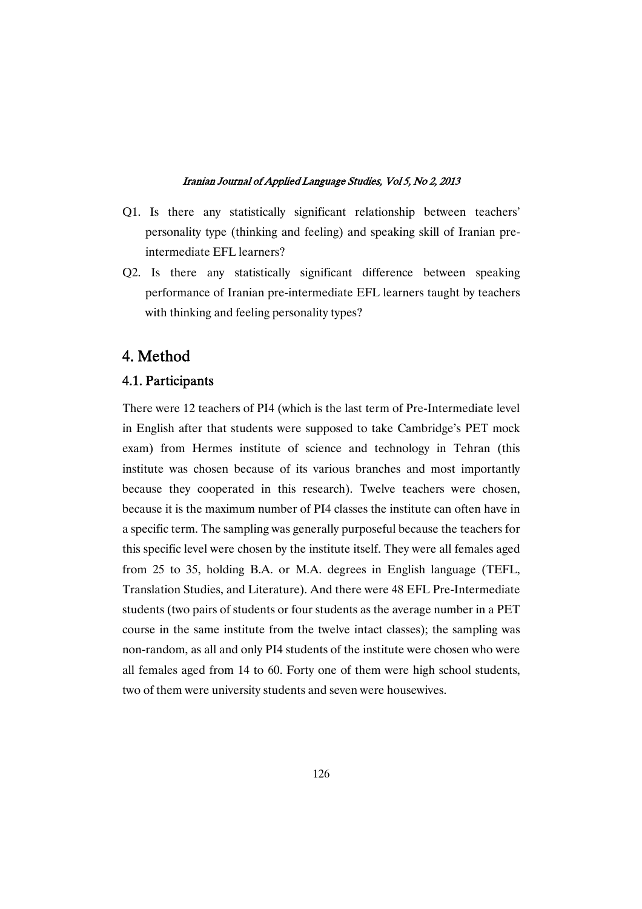Q1. Is there any statistically significant relationship between teachers' personality type (thinking and feeling) and speaking skill of Iranian pre-intermediate EFL learners?

Q2. Is there any statistically significant difference between speaking performance of Iranian pre-intermediate EFL learners taught by teachers with thinking and feeling personality types?

## 4. Method

### 4.1. Participants

There were 12 teachers of PI4 (which is the last term of Pre-Intermediate level in English after that students were supposed to take Cambridge's PET mock exam) from Hermes institute of science and technology in Tehran (this institute was chosen because of its various branches and most importantly because they cooperated in this research). Twelve teachers were chosen, because it is the maximum number of PI4 classes the institute can often have in a specific term. The sampling was generally purposeful because the teachers for this specific level were chosen by the institute itself. They were all females aged from 25 to 35, holding B.A. or M.A. degrees in English language (TEFL, Translation Studies, and Literature). And there were 48 EFL Pre-Intermediate students (two pairs of students or four students as the average number in a PET course in the same institute from the twelve intact classes); the sampling was non-random, as all and only PI4 students of the institute were chosen who were all females aged from 14 to 60. Forty one of them were high school students, two of them were university students and seven were housewives.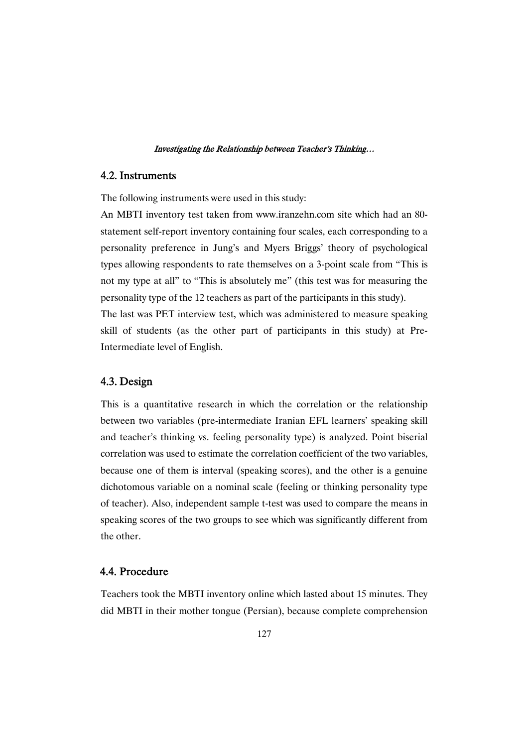## 4.2. Instruments

The following instruments were used in this study:

An MBTI inventory test taken from www.iranzehn.com site which had an 80-statement self-report inventory containing four scales, each corresponding to a personality preference in Jung's and Myers Briggs' theory of psychological types allowing respondents to rate themselves on a 3-point scale from "This is not my type at all" to "This is absolutely me" (this test was for measuring the personality type of the 12 teachers as part of the participants in this study).

The last was PET interview test, which was administered to measure speaking skill of students (as the other part of participants in this study) at Pre-Intermediate level of English.

## 4.3. Design

This is a quantitative research in which the correlation or the relationship between two variables (pre-intermediate Iranian EFL learners' speaking skill and teacher's thinking vs. feeling personality type) is analyzed. Point biserial correlation was used to estimate the correlation coefficient of the two variables, because one of them is interval (speaking scores), and the other is a genuine dichotomous variable on a nominal scale (feeling or thinking personality type of teacher). Also, independent sample t-test was used to compare the means in speaking scores of the two groups to see which was significantly different from the other.

## 4.4. Procedure

Teachers took the MBTI inventory online which lasted about 15 minutes. They did MBTI in their mother tongue (Persian), because complete comprehension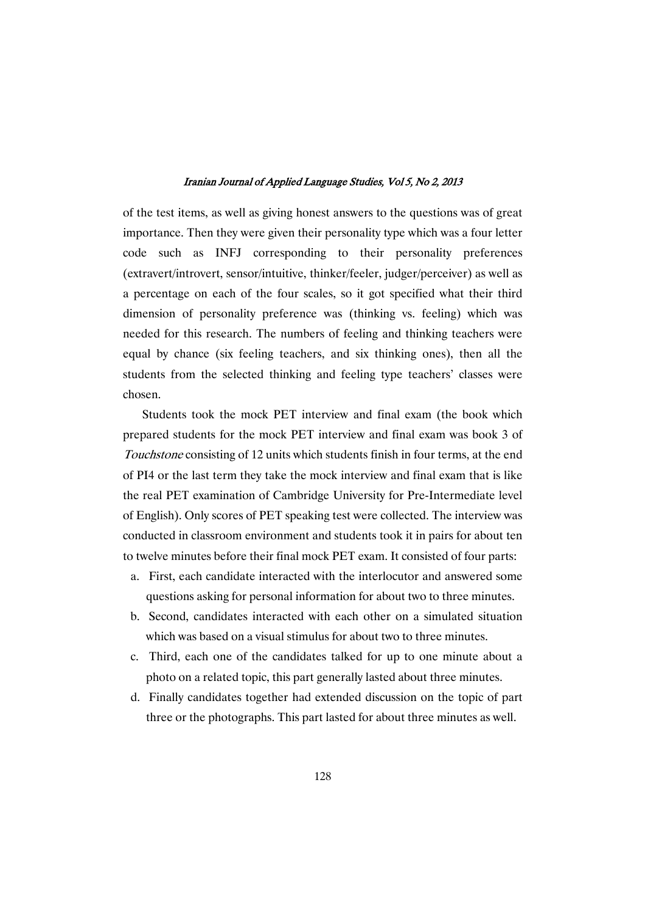of the test items, as well as giving honest answers to the questions was of great importance. Then they were given their personality type which was a four letter code such as INFJ corresponding to their personality preferences (extravert/introvert, sensor/intuitive, thinker/feeler, judger/perceiver) as well as a percentage on each of the four scales, so it got specified what their third dimension of personality preference was (thinking vs. feeling) which was needed for this research. The numbers of feeling and thinking teachers were equal by chance (six feeling teachers, and six thinking ones), then all the students from the selected thinking and feeling type teachers' classes were chosen.

Students took the mock PET interview and final exam (the book which prepared students for the mock PET interview and final exam was book 3 of *Touchstone* consisting of 12 units which students finish in four terms, at the end of PI4 or the last term they take the mock interview and final exam that is like the real PET examination of Cambridge University for Pre-Intermediate level of English). Only scores of PET speaking test were collected. The interview was conducted in classroom environment and students took it in pairs for about ten to twelve minutes before their final mock PET exam. It consisted of four parts:

a. First, each candidate interacted with the interlocutor and answered some questions asking for personal information for about two to three minutes.
b. Second, candidates interacted with each other on a simulated situation which was based on a visual stimulus for about two to three minutes.
c. Third, each one of the candidates talked for up to one minute about a photo on a related topic, this part generally lasted about three minutes.
d. Finally candidates together had extended discussion on the topic of part three or the photographs. This part lasted for about three minutes as well.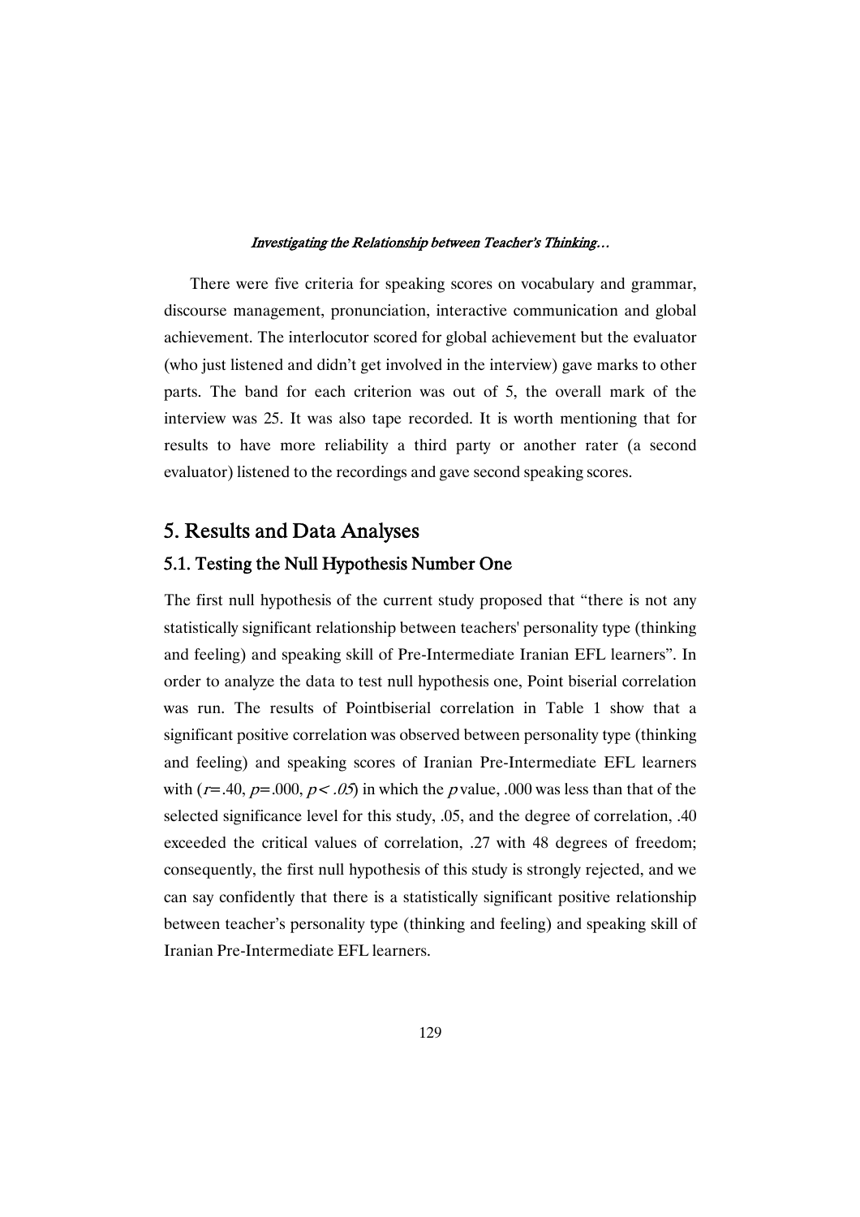There were five criteria for speaking scores on vocabulary and grammar, discourse management, pronunciation, interactive communication and global achievement. The interlocutor scored for global achievement but the evaluator (who just listened and didn't get involved in the interview) gave marks to other parts. The band for each criterion was out of 5, the overall mark of the interview was 25. It was also tape recorded. It is worth mentioning that for results to have more reliability a third party or another rater (a second evaluator) listened to the recordings and gave second speaking scores.

## 5. Results and Data Analyses

### 5.1. Testing the Null Hypothesis Number One

The first null hypothesis of the current study proposed that "there is not any statistically significant relationship between teachers' personality type (thinking and feeling) and speaking skill of Pre-Intermediate Iranian EFL learners". In order to analyze the data to test null hypothesis one, Point biserial correlation was run. The results of Pointbiserial correlation in Table 1 show that a significant positive correlation was observed between personality type (thinking and feeling) and speaking scores of Iranian Pre-Intermediate EFL learners with ($r$=.40, $p$=.000, $p < .05$) in which the $p$ value, .000 was less than that of the selected significance level for this study, .05, and the degree of correlation, .40 exceeded the critical values of correlation, .27 with 48 degrees of freedom; consequently, the first null hypothesis of this study is strongly rejected, and we can say confidently that there is a statistically significant positive relationship between teacher's personality type (thinking and feeling) and speaking skill of Iranian Pre-Intermediate EFL learners.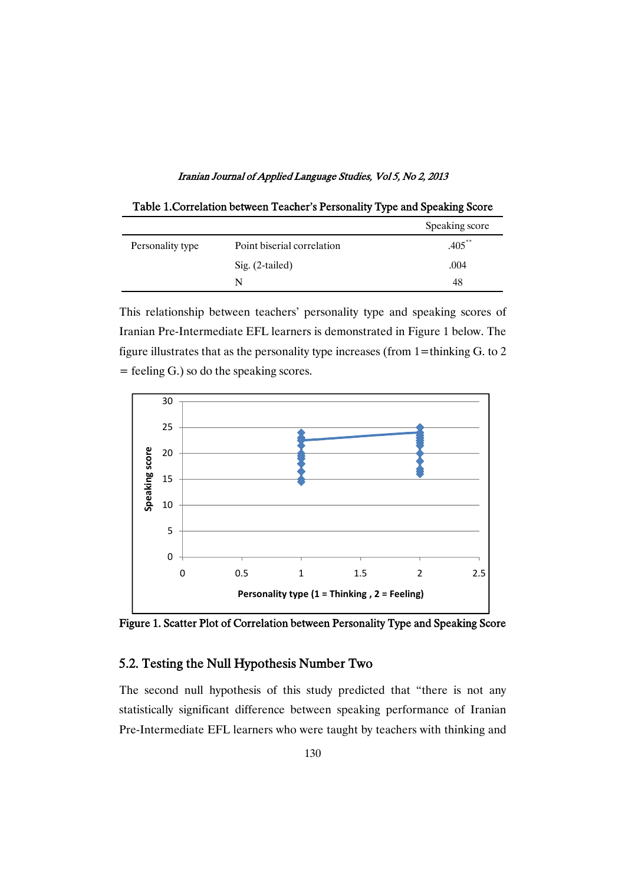Table 1.Correlation between Teacher's Personality Type and Speaking Score

| | | Speaking score |
|---|---|---|
| Personality type | Point biserial correlation | .405** |
| | Sig. (2-tailed) | .004 |
| | N | 48 |

This relationship between teachers' personality type and speaking scores of Iranian Pre-Intermediate EFL learners is demonstrated in Figure 1 below. The figure illustrates that as the personality type increases (from 1=thinking G. to 2 = feeling G.) so do the speaking scores.

Figure 1. Scatter Plot of Correlation between Personality Type and Speaking Score

## 5.2. Testing the Null Hypothesis Number Two

The second null hypothesis of this study predicted that "there is not any statistically significant difference between speaking performance of Iranian Pre-Intermediate EFL learners who were taught by teachers with thinking and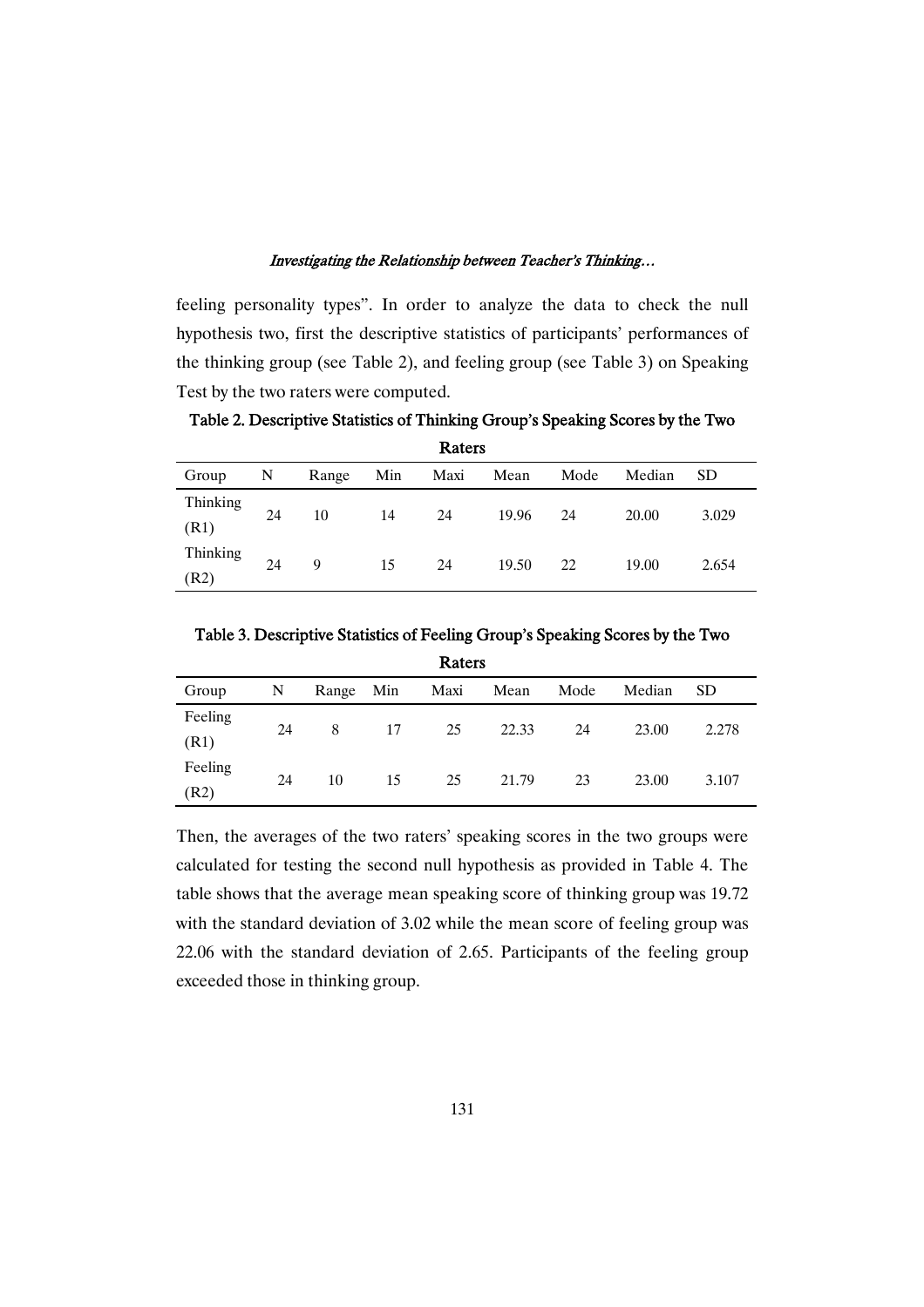feeling personality types". In order to analyze the data to check the null hypothesis two, first the descriptive statistics of participants' performances of the thinking group (see Table 2), and feeling group (see Table 3) on Speaking Test by the two raters were computed.

**Table 2. Descriptive Statistics of Thinking Group's Speaking Scores by the Two Raters**

| Group | N | Range | Min | Maxi | Mean | Mode | Median | SD |
|---|---|---|---|---|---|---|---|---|
| Thinking (R1) | 24 | 10 | 14 | 24 | 19.96 | 24 | 20.00 | 3.029 |
| Thinking (R2) | 24 | 9 | 15 | 24 | 19.50 | 22 | 19.00 | 2.654 |

**Table 3. Descriptive Statistics of Feeling Group's Speaking Scores by the Two Raters**

| Group | N | Range | Min | Maxi | Mean | Mode | Median | SD |
|---|---|---|---|---|---|---|---|---|
| Feeling (R1) | 24 | 8 | 17 | 25 | 22.33 | 24 | 23.00 | 2.278 |
| Feeling (R2) | 24 | 10 | 15 | 25 | 21.79 | 23 | 23.00 | 3.107 |

Then, the averages of the two raters' speaking scores in the two groups were calculated for testing the second null hypothesis as provided in Table 4. The table shows that the average mean speaking score of thinking group was 19.72 with the standard deviation of 3.02 while the mean score of feeling group was 22.06 with the standard deviation of 2.65. Participants of the feeling group exceeded those in thinking group.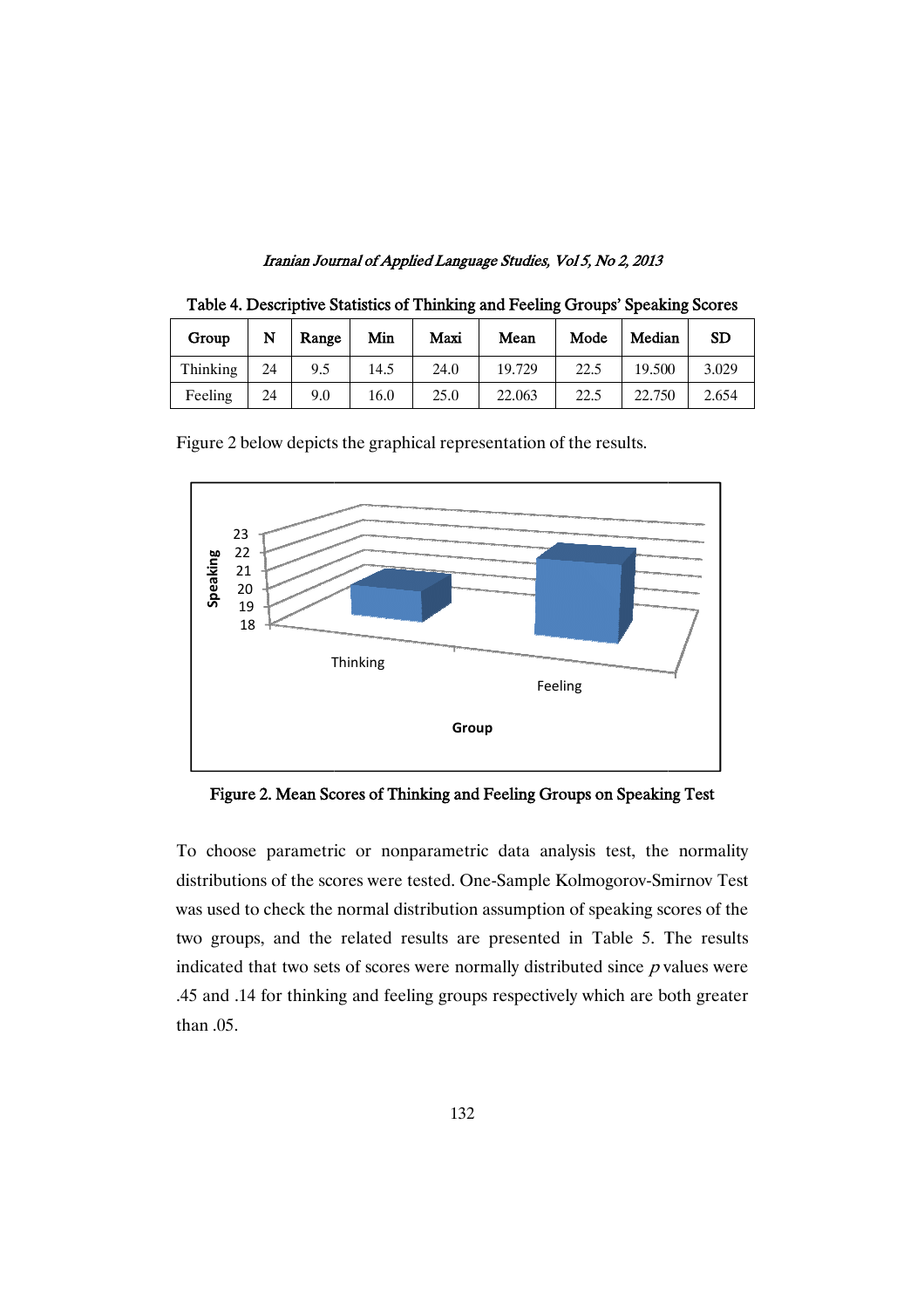Table 4. Descriptive Statistics of Thinking and Feeling Groups' Speaking Scores

| Group | N | Range | Min | Maxi | Mean | Mode | Median | SD |
|---|---|---|---|---|---|---|---|---|
| Thinking | 24 | 9.5 | 14.5 | 24.0 | 19.729 | 22.5 | 19.500 | 3.029 |
| Feeling | 24 | 9.0 | 16.0 | 25.0 | 22.063 | 22.5 | 22.750 | 2.654 |

Figure 2 below depicts the graphical representation of the results.

Figure 2. Mean Scores of Thinking and Feeling Groups on Speaking Test

To choose parametric or nonparametric data analysis test, the normality distributions of the scores were tested. One-Sample Kolmogorov-Smirnov Test was used to check the normal distribution assumption of speaking scores of the two groups, and the related results are presented in Table 5. The results indicated that two sets of scores were normally distributed since $p$ values were .45 and .14 for thinking and feeling groups respectively which are both greater than .05.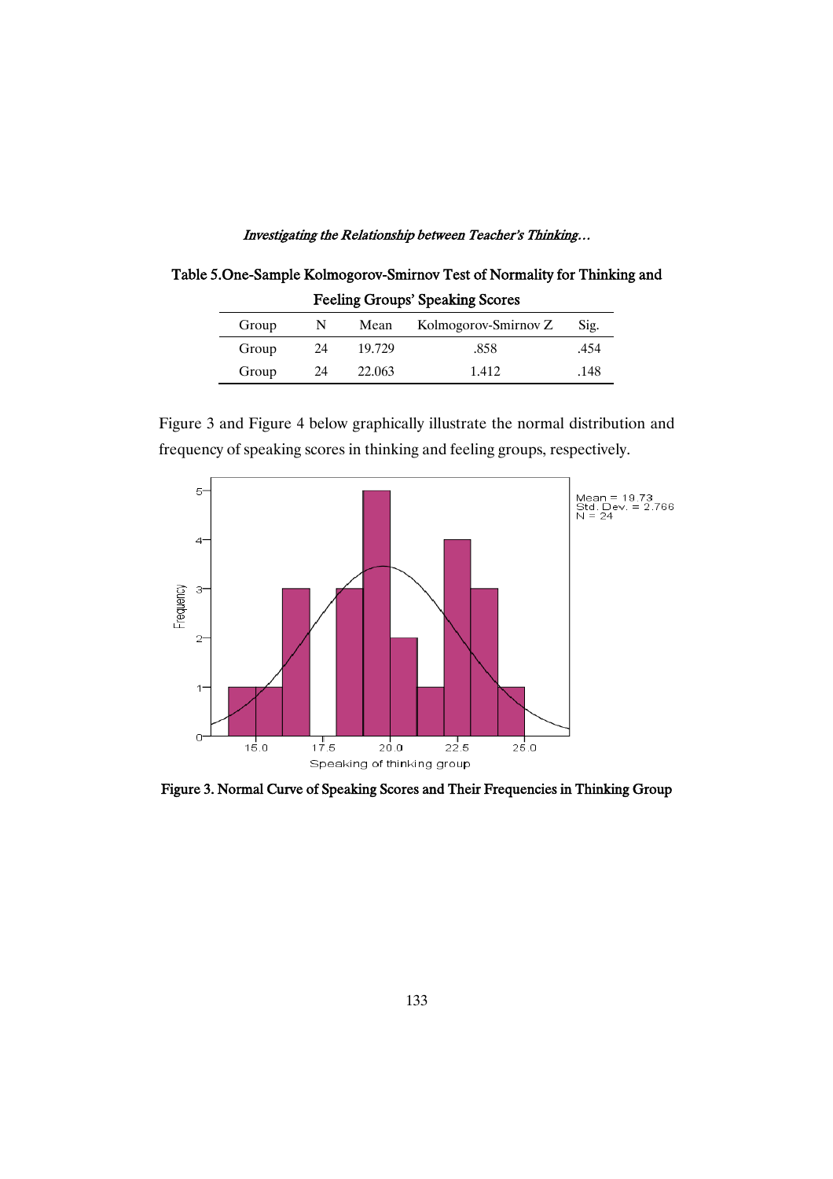Table 5.One-Sample Kolmogorov-Smirnov Test of Normality for Thinking and Feeling Groups' Speaking Scores

| Group | N | Mean | Kolmogorov-Smirnov Z | Sig. |
|---|---|---|---|---|
| Group | 24 | 19.729 | .858 | .454 |
| Group | 24 | 22.063 | 1.412 | .148 |

Figure 3 and Figure 4 below graphically illustrate the normal distribution and frequency of speaking scores in thinking and feeling groups, respectively.

**Figure 3. Normal Curve of Speaking Scores and Their Frequencies in Thinking Group**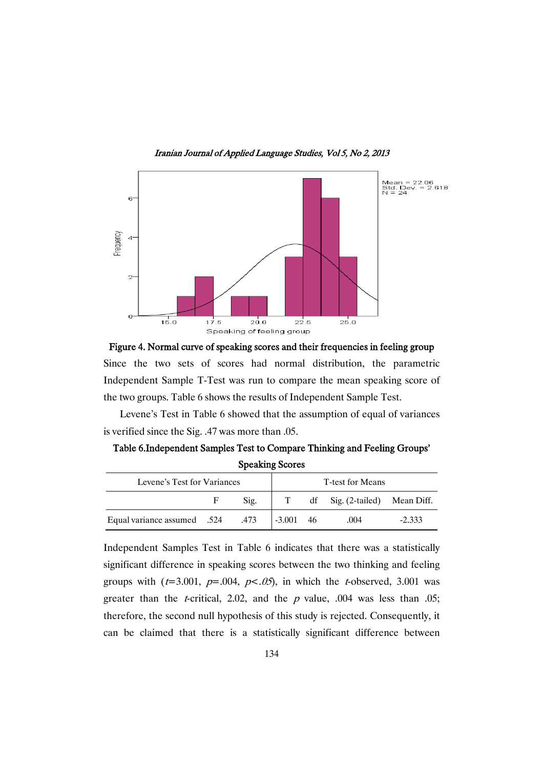**Figure 4. Normal curve of speaking scores and their frequencies in feeling group**

Since the two sets of scores had normal distribution, the parametric Independent Sample T-Test was run to compare the mean speaking score of the two groups. Table 6 shows the results of Independent Sample Test.

Levene's Test in Table 6 showed that the assumption of equal of variances is verified since the Sig. .47 was more than .05.

**Table 6.Independent Samples Test to Compare Thinking and Feeling Groups' Speaking Scores**

| Levene's Test for Variances | | | T-test for Means | | | |
|---|---|---|---|---|---|---|
| | F | Sig. | T | df | Sig. (2-tailed) | Mean Diff. |
| Equal variance assumed | .524 | .473 | -3.001 | 46 | .004 | -2.333 |

Independent Samples Test in Table 6 indicates that there was a statistically significant difference in speaking scores between the two thinking and feeling groups with ($t$=3.001, $p$=.004, $p<.05$), in which the $t$-observed, 3.001 was greater than the $t$-critical, 2.02, and the $p$ value, .004 was less than .05; therefore, the second null hypothesis of this study is rejected. Consequently, it can be claimed that there is a statistically significant difference between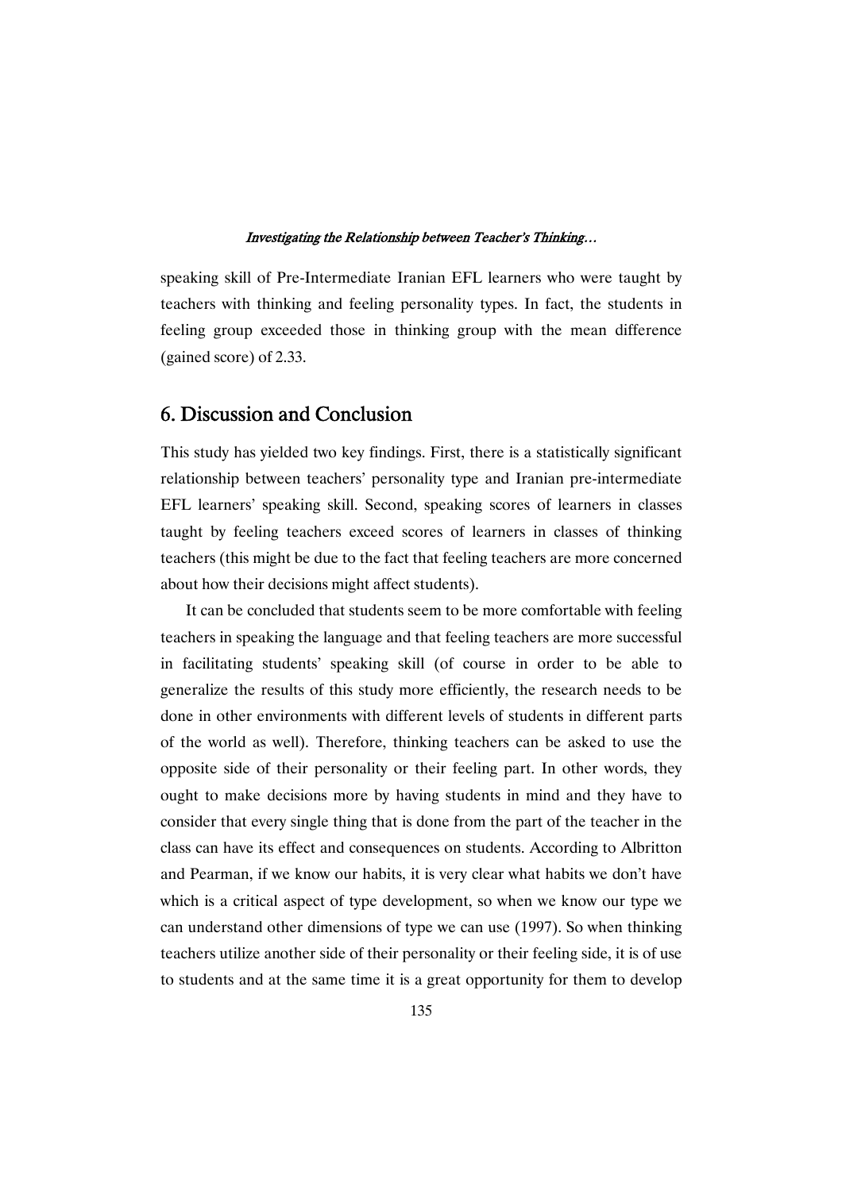speaking skill of Pre-Intermediate Iranian EFL learners who were taught by teachers with thinking and feeling personality types. In fact, the students in feeling group exceeded those in thinking group with the mean difference (gained score) of 2.33.

## 6. Discussion and Conclusion

This study has yielded two key findings. First, there is a statistically significant relationship between teachers' personality type and Iranian pre-intermediate EFL learners' speaking skill. Second, speaking scores of learners in classes taught by feeling teachers exceed scores of learners in classes of thinking teachers (this might be due to the fact that feeling teachers are more concerned about how their decisions might affect students).

It can be concluded that students seem to be more comfortable with feeling teachers in speaking the language and that feeling teachers are more successful in facilitating students' speaking skill (of course in order to be able to generalize the results of this study more efficiently, the research needs to be done in other environments with different levels of students in different parts of the world as well). Therefore, thinking teachers can be asked to use the opposite side of their personality or their feeling part. In other words, they ought to make decisions more by having students in mind and they have to consider that every single thing that is done from the part of the teacher in the class can have its effect and consequences on students. According to Albritton and Pearman, if we know our habits, it is very clear what habits we don't have which is a critical aspect of type development, so when we know our type we can understand other dimensions of type we can use (1997). So when thinking teachers utilize another side of their personality or their feeling side, it is of use to students and at the same time it is a great opportunity for them to develop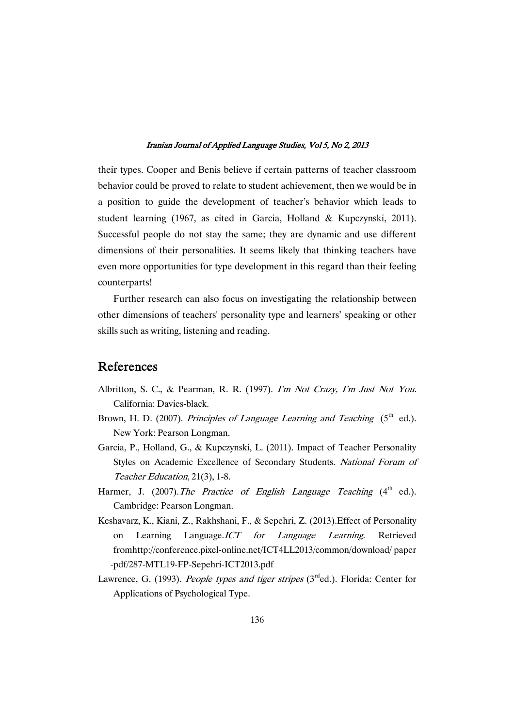their types. Cooper and Benis believe if certain patterns of teacher classroom behavior could be proved to relate to student achievement, then we would be in a position to guide the development of teacher's behavior which leads to student learning (1967, as cited in Garcia, Holland & Kupczynski, 2011). Successful people do not stay the same; they are dynamic and use different dimensions of their personalities. It seems likely that thinking teachers have even more opportunities for type development in this regard than their feeling counterparts!

Further research can also focus on investigating the relationship between other dimensions of teachers' personality type and learners' speaking or other skills such as writing, listening and reading.

## References

Albritton, S. C., & Pearman, R. R. (1997). *I'm Not Crazy, I'm Just Not You.* California: Davies-black.

Brown, H. D. (2007). *Principles of Language Learning and Teaching* (5th ed.). New York: Pearson Longman.

Garcia, P., Holland, G., & Kupczynski, L. (2011). Impact of Teacher Personality Styles on Academic Excellence of Secondary Students. *National Forum of Teacher Education*, 21(3), 1-8.

Harmer, J. (2007).*The Practice of English Language Teaching* (4th ed.). Cambridge: Pearson Longman.

Keshavarz, K., Kiani, Z., Rakhshani, F., & Sepehri, Z. (2013).Effect of Personality on Learning Language.*ICT for Language Learning*. Retrieved fromhttp://conference.pixel-online.net/ICT4LL2013/common/download/ paper -pdf/287-MTL19-FP-Sepehri-ICT2013.pdf

Lawrence, G. (1993). *People types and tiger stripes* (3rded.). Florida: Center for Applications of Psychological Type.